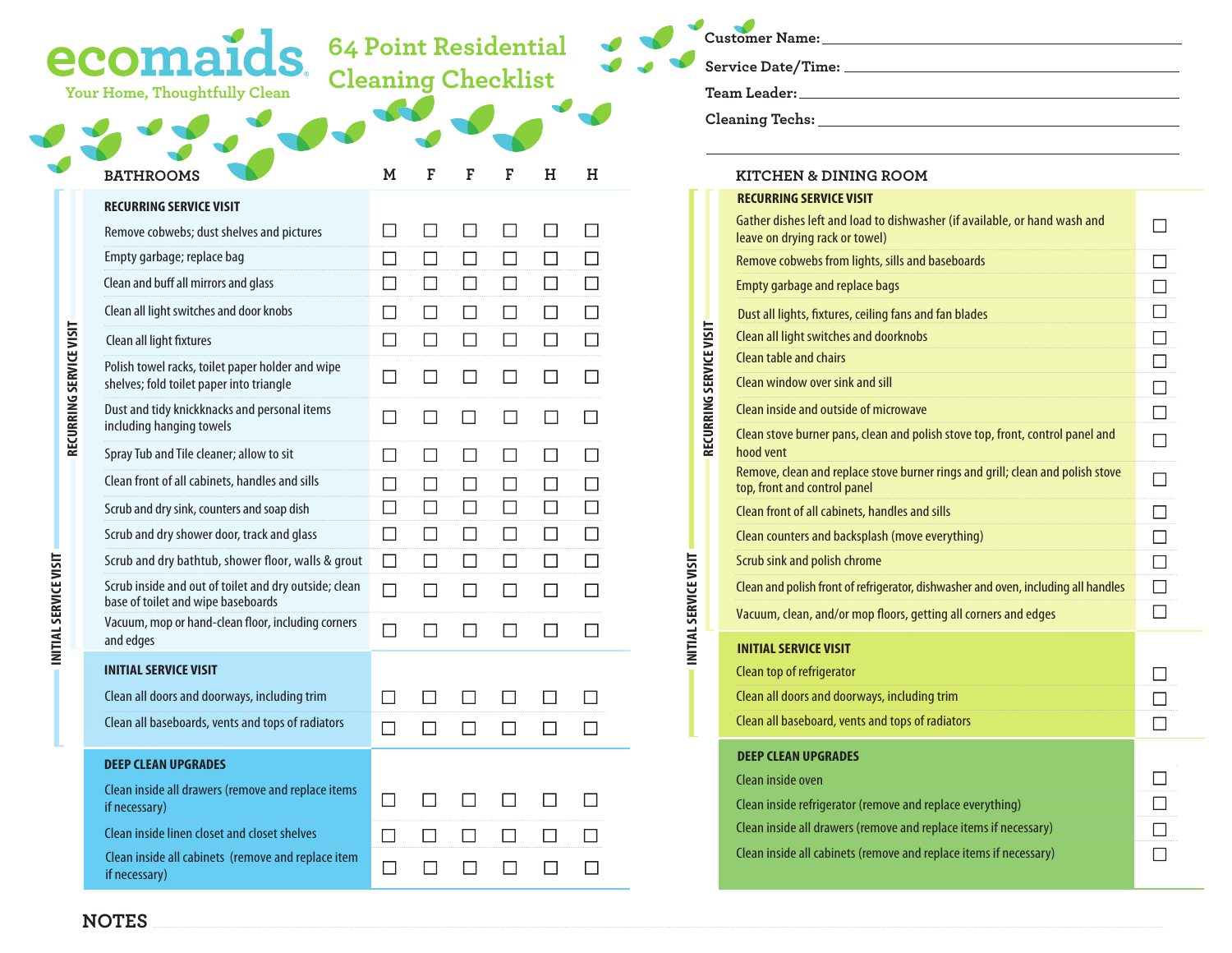# ecomaids

Your Home, Thoughtfully Clean

## 64 Point Residential Cleaning Checklist

Customer Name: ______________________

Service Date/Time: ______________________

Team Leader: ______________________

Cleaning Techs: ______________________

## BATHROOMS

| | M | F | F | F | H | H |
|---|---|---|---|---|---|---|
| **RECURRING SERVICE VISIT** | | | | | | |
| Remove cobwebs; dust shelves and pictures | ☐ | ☐ | ☐ | ☐ | ☐ | ☐ |
| Empty garbage; replace bag | ☐ | ☐ | ☐ | ☐ | ☐ | ☐ |
| Clean and buff all mirrors and glass | ☐ | ☐ | ☐ | ☐ | ☐ | ☐ |
| Clean all light switches and door knobs | ☐ | ☐ | ☐ | ☐ | ☐ | ☐ |
| Clean all light fixtures | ☐ | ☐ | ☐ | ☐ | ☐ | ☐ |
| Polish towel racks, toilet paper holder and wipe shelves; fold toilet paper into triangle | ☐ | ☐ | ☐ | ☐ | ☐ | ☐ |
| Dust and tidy knickknacks and personal items including hanging towels | ☐ | ☐ | ☐ | ☐ | ☐ | ☐ |
| Spray Tub and Tile cleaner; allow to sit | ☐ | ☐ | ☐ | ☐ | ☐ | ☐ |
| Clean front of all cabinets, handles and sills | ☐ | ☐ | ☐ | ☐ | ☐ | ☐ |
| Scrub and dry sink, counters and soap dish | ☐ | ☐ | ☐ | ☐ | ☐ | ☐ |
| Scrub and dry shower door, track and glass | ☐ | ☐ | ☐ | ☐ | ☐ | ☐ |
| Scrub and dry bathtub, shower floor, walls & grout | ☐ | ☐ | ☐ | ☐ | ☐ | ☐ |
| Scrub inside and out of toilet and dry outside; clean base of toilet and wipe baseboards | ☐ | ☐ | ☐ | ☐ | ☐ | ☐ |
| Vacuum, mop or hand-clean floor, including corners and edges | ☐ | ☐ | ☐ | ☐ | ☐ | ☐ |
| **INITIAL SERVICE VISIT** | | | | | | |
| Clean all doors and doorways, including trim | ☐ | ☐ | ☐ | ☐ | ☐ | ☐ |
| Clean all baseboards, vents and tops of radiators | ☐ | ☐ | ☐ | ☐ | ☐ | ☐ |
| **DEEP CLEAN UPGRADES** | | | | | | |
| Clean inside all drawers (remove and replace items if necessary) | ☐ | ☐ | ☐ | ☐ | ☐ | ☐ |
| Clean inside linen closet and closet shelves | ☐ | ☐ | ☐ | ☐ | ☐ | ☐ |
| Clean inside all cabinets (remove and replace item if necessary) | ☐ | ☐ | ☐ | ☐ | ☐ | ☐ |

## KITCHEN & DINING ROOM

| | |
|---|---|
| **RECURRING SERVICE VISIT** | |
| Gather dishes left and load to dishwasher (if available, or hand wash and leave on drying rack or towel) | ☐ |
| Remove cobwebs from lights, sills and baseboards | ☐ |
| Empty garbage and replace bags | ☐ |
| Dust all lights, fixtures, ceiling fans and fan blades | ☐ |
| Clean all light switches and doorknobs | ☐ |
| Clean table and chairs | ☐ |
| Clean window over sink and sill | ☐ |
| Clean inside and outside of microwave | ☐ |
| Clean stove burner pans, clean and polish stove top, front, control panel and hood vent | ☐ |
| Remove, clean and replace stove burner rings and grill; clean and polish stove top, front and control panel | ☐ |
| Clean front of all cabinets, handles and sills | ☐ |
| Clean counters and backsplash (move everything) | ☐ |
| Scrub sink and polish chrome | ☐ |
| Clean and polish front of refrigerator, dishwasher and oven, including all handles | ☐ |
| Vacuum, clean, and/or mop floors, getting all corners and edges | ☐ |
| **INITIAL SERVICE VISIT** | |
| Clean top of refrigerator | ☐ |
| Clean all doors and doorways, including trim | ☐ |
| Clean all baseboard, vents and tops of radiators | ☐ |
| **DEEP CLEAN UPGRADES** | |
| Clean inside oven | ☐ |
| Clean inside refrigerator (remove and replace everything) | ☐ |
| Clean inside all drawers (remove and replace items if necessary) | ☐ |
| Clean inside all cabinets (remove and replace items if necessary) | ☐ |

NOTES ______________________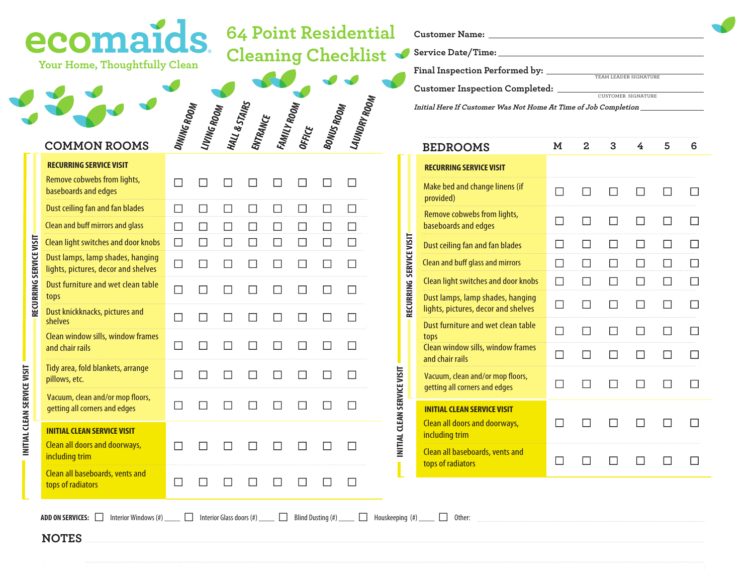# ecomaids

Your Home, Thoughtfully Clean

## 64 Point Residential Cleaning Checklist

**Customer Name:** ______________________________

**Service Date/Time:** ______________________________

**Final Inspection Performed by:** ______________________________
TEAM LEADER SIGNATURE

**Customer Inspection Completed:** ______________________________
CUSTOMER SIGNATURE

*Initial Here If Customer Was Not Home At Time of Job Completion* ____________

## COMMON ROOMS

| | DINING ROOM | LIVING ROOM | HALL & STAIRS | ENTRANCE | FAMILY ROOM | OFFICE | BONUS ROOM | LAUNDRY ROOM |
|---|---|---|---|---|---|---|---|---|
| **RECURRING SERVICE VISIT** | | | | | | | | |
| Remove cobwebs from lights, baseboards and edges | ☐ | ☐ | ☐ | ☐ | ☐ | ☐ | ☐ | ☐ |
| Dust ceiling fan and fan blades | ☐ | ☐ | ☐ | ☐ | ☐ | ☐ | ☐ | ☐ |
| Clean and buff mirrors and glass | ☐ | ☐ | ☐ | ☐ | ☐ | ☐ | ☐ | ☐ |
| Clean light switches and door knobs | ☐ | ☐ | ☐ | ☐ | ☐ | ☐ | ☐ | ☐ |
| Dust lamps, lamp shades, hanging lights, pictures, decor and shelves | ☐ | ☐ | ☐ | ☐ | ☐ | ☐ | ☐ | ☐ |
| Dust furniture and wet clean table tops | ☐ | ☐ | ☐ | ☐ | ☐ | ☐ | ☐ | ☐ |
| Dust knickknacks, pictures and shelves | ☐ | ☐ | ☐ | ☐ | ☐ | ☐ | ☐ | ☐ |
| Clean window sills, window frames and chair rails | ☐ | ☐ | ☐ | ☐ | ☐ | ☐ | ☐ | ☐ |
| Tidy area, fold blankets, arrange pillows, etc. | ☐ | ☐ | ☐ | ☐ | ☐ | ☐ | ☐ | ☐ |
| Vacuum, clean and/or mop floors, getting all corners and edges | ☐ | ☐ | ☐ | ☐ | ☐ | ☐ | ☐ | ☐ |
| **INITIAL CLEAN SERVICE VISIT** | | | | | | | | |
| Clean all doors and doorways, including trim | ☐ | ☐ | ☐ | ☐ | ☐ | ☐ | ☐ | ☐ |
| Clean all baseboards, vents and tops of radiators | ☐ | ☐ | ☐ | ☐ | ☐ | ☐ | ☐ | ☐ |

## BEDROOMS

| | M | 2 | 3 | 4 | 5 | 6 |
|---|---|---|---|---|---|---|
| **RECURRING SERVICE VISIT** | | | | | | |
| Make bed and change linens (if provided) | ☐ | ☐ | ☐ | ☐ | ☐ | ☐ |
| Remove cobwebs from lights, baseboards and edges | ☐ | ☐ | ☐ | ☐ | ☐ | ☐ |
| Dust ceiling fan and fan blades | ☐ | ☐ | ☐ | ☐ | ☐ | ☐ |
| Clean and buff glass and mirrors | ☐ | ☐ | ☐ | ☐ | ☐ | ☐ |
| Clean light switches and door knobs | ☐ | ☐ | ☐ | ☐ | ☐ | ☐ |
| Dust lamps, lamp shades, hanging lights, pictures, decor and shelves | ☐ | ☐ | ☐ | ☐ | ☐ | ☐ |
| Dust furniture and wet clean table tops | ☐ | ☐ | ☐ | ☐ | ☐ | ☐ |
| Clean window sills, window frames and chair rails | ☐ | ☐ | ☐ | ☐ | ☐ | ☐ |
| Vacuum, clean and/or mop floors, getting all corners and edges | ☐ | ☐ | ☐ | ☐ | ☐ | ☐ |
| **INITIAL CLEAN SERVICE VISIT** | | | | | | |
| Clean all doors and doorways, including trim | ☐ | ☐ | ☐ | ☐ | ☐ | ☐ |
| Clean all baseboards, vents and tops of radiators | ☐ | ☐ | ☐ | ☐ | ☐ | ☐ |

**ADD ON SERVICES:** ☐ Interior Windows (#) ____ ☐ Interior Glass doors (#) ____ ☐ Blind Dusting (#) ____ ☐ Houskeeping (#) ____ ☐ Other: ____________

## NOTES